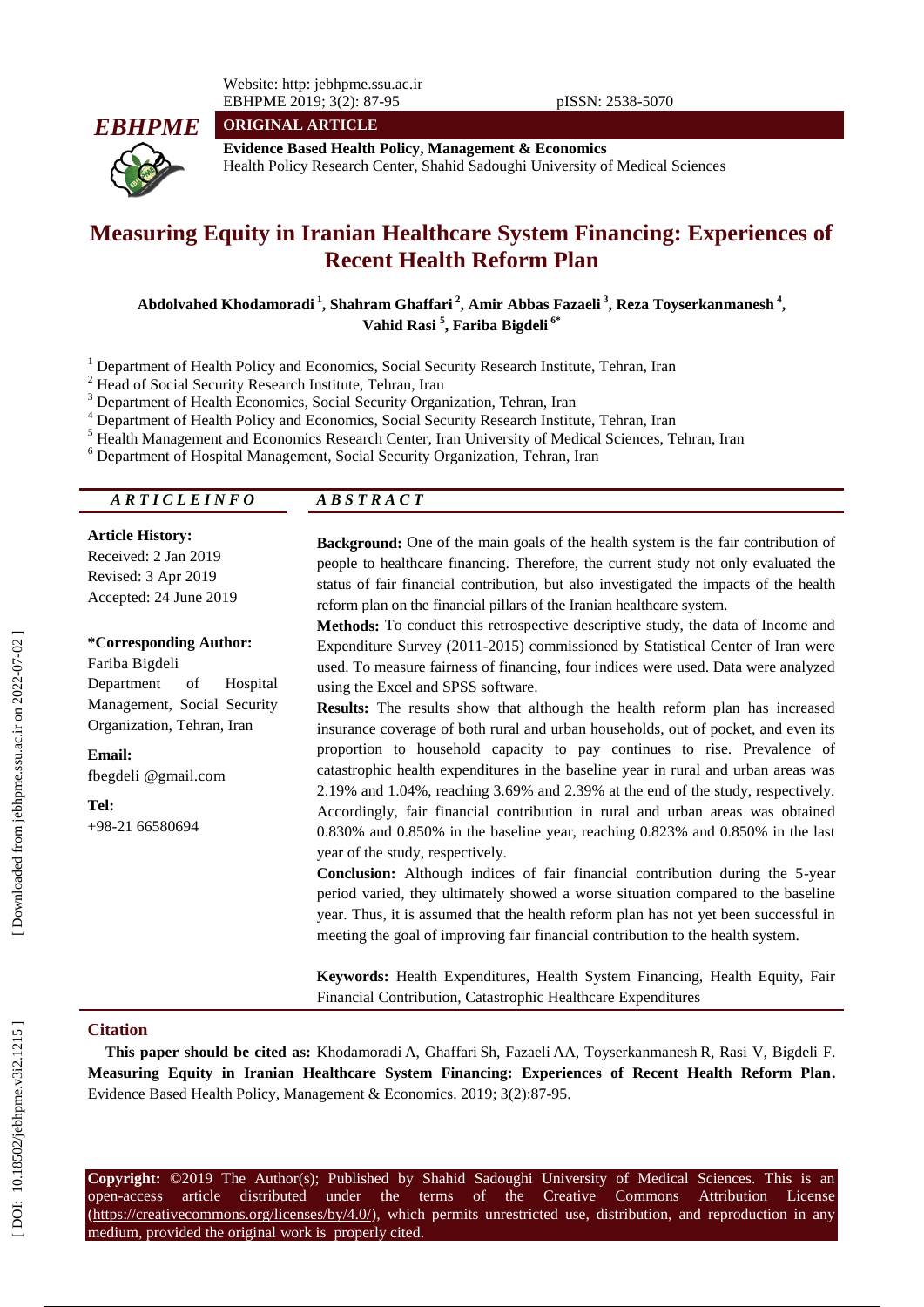**ORIGINAL ARTICLE**

**Evidence Based Health Policy, Management & Economics**
Health Policy Research Center, Shahid Sadoughi University of Medical Sciences

# Measuring Equity in Iranian Healthcare System Financing: Experiences of Recent Health Reform Plan

**Abdolvahed Khodamoradi [1], Shahram Ghaffari [2], Amir Abbas Fazaeli [3], Reza Toyserkanmanesh [4], Vahid Rasi [5], Fariba Bigdeli [6*]**

[1] Department of Health Policy and Economics, Social Security Research Institute, Tehran, Iran
[2] Head of Social Security Research Institute, Tehran, Iran
[3] Department of Health Economics, Social Security Organization, Tehran, Iran
[4] Department of Health Policy and Economics, Social Security Research Institute, Tehran, Iran
[5] Health Management and Economics Research Center, Iran University of Medical Sciences, Tehran, Iran
[6] Department of Hospital Management, Social Security Organization, Tehran, Iran

## ARTICLE INFO

**Article History:**
Received: 2 Jan 2019
Revised: 3 Apr 2019
Accepted: 24 June 2019

**\*Corresponding Author:**
Fariba Bigdeli
Department of Hospital Management, Social Security Organization, Tehran, Iran

**Email:**
fbegdeli @gmail.com

**Tel:**
+98-21 66580694

## ABSTRACT

**Background:** One of the main goals of the health system is the fair contribution of people to healthcare financing. Therefore, the current study not only evaluated the status of fair financial contribution, but also investigated the impacts of the health reform plan on the financial pillars of the Iranian healthcare system.

**Methods:** To conduct this retrospective descriptive study, the data of Income and Expenditure Survey (2011-2015) commissioned by Statistical Center of Iran were used. To measure fairness of financing, four indices were used. Data were analyzed using the Excel and SPSS software.

**Results:** The results show that although the health reform plan has increased insurance coverage of both rural and urban households, out of pocket, and even its proportion to household capacity to pay continues to rise. Prevalence of catastrophic health expenditures in the baseline year in rural and urban areas was 2.19% and 1.04%, reaching 3.69% and 2.39% at the end of the study, respectively. Accordingly, fair financial contribution in rural and urban areas was obtained 0.830% and 0.850% in the baseline year, reaching 0.823% and 0.850% in the last year of the study, respectively.

**Conclusion:** Although indices of fair financial contribution during the 5-year period varied, they ultimately showed a worse situation compared to the baseline year. Thus, it is assumed that the health reform plan has not yet been successful in meeting the goal of improving fair financial contribution to the health system.

**Keywords:** Health Expenditures, Health System Financing, Health Equity, Fair Financial Contribution, Catastrophic Healthcare Expenditures

## Citation

**This paper should be cited as:** Khodamoradi A, Ghaffari Sh, Fazaeli AA, Toyserkanmanesh R, Rasi V, Bigdeli F. **Measuring Equity in Iranian Healthcare System Financing: Experiences of Recent Health Reform Plan.** Evidence Based Health Policy, Management & Economics. 2019; 3(2):87-95.

**Copyright:** ©2019 The Author(s); Published by Shahid Sadoughi University of Medical Sciences. This is an open-access article distributed under the terms of the Creative Commons Attribution License (https://creativecommons.org/licenses/by/4.0/), which permits unrestricted use, distribution, and reproduction in any medium, provided the original work is properly cited.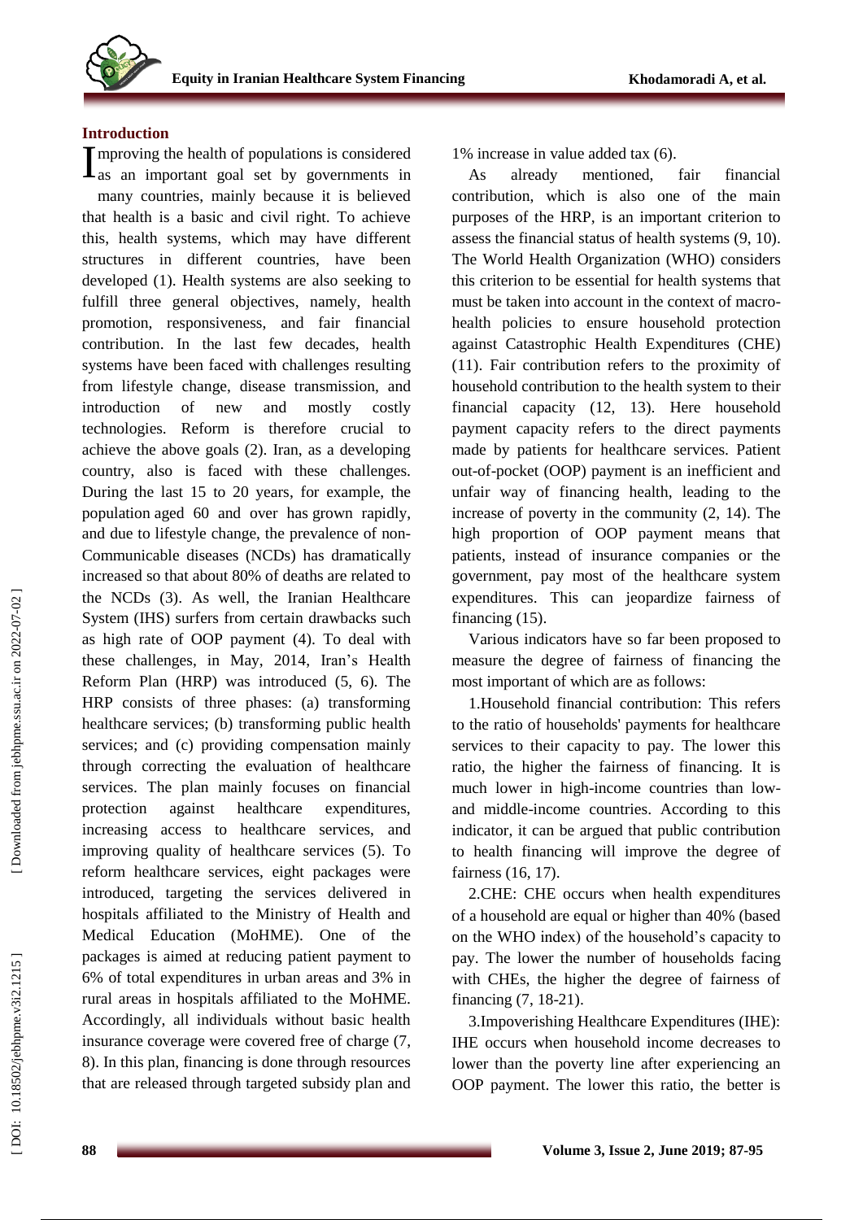## Introduction

Improving the health of populations is considered as an important goal set by governments in many countries, mainly because it is believed that health is a basic and civil right. To achieve this, health systems, which may have different structures in different countries, have been developed (1). Health systems are also seeking to fulfill three general objectives, namely, health promotion, responsiveness, and fair financial contribution. In the last few decades, health systems have been faced with challenges resulting from lifestyle change, disease transmission, and introduction of new and mostly costly technologies. Reform is therefore crucial to achieve the above goals (2). Iran, as a developing country, also is faced with these challenges. During the last 15 to 20 years, for example, the population aged 60 and over has grown rapidly, and due to lifestyle change, the prevalence of non-Communicable diseases (NCDs) has dramatically increased so that about 80% of deaths are related to the NCDs (3). As well, the Iranian Healthcare System (IHS) surfers from certain drawbacks such as high rate of OOP payment (4). To deal with these challenges, in May, 2014, Iran's Health Reform Plan (HRP) was introduced (5, 6). The HRP consists of three phases: (a) transforming healthcare services; (b) transforming public health services; and (c) providing compensation mainly through correcting the evaluation of healthcare services. The plan mainly focuses on financial protection against healthcare expenditures, increasing access to healthcare services, and improving quality of healthcare services (5). To reform healthcare services, eight packages were introduced, targeting the services delivered in hospitals affiliated to the Ministry of Health and Medical Education (MoHME). One of the packages is aimed at reducing patient payment to 6% of total expenditures in urban areas and 3% in rural areas in hospitals affiliated to the MoHME. Accordingly, all individuals without basic health insurance coverage were covered free of charge (7, 8). In this plan, financing is done through resources that are released through targeted subsidy plan and 1% increase in value added tax (6).

As already mentioned, fair financial contribution, which is also one of the main purposes of the HRP, is an important criterion to assess the financial status of health systems (9, 10). The World Health Organization (WHO) considers this criterion to be essential for health systems that must be taken into account in the context of macro-health policies to ensure household protection against Catastrophic Health Expenditures (CHE) (11). Fair contribution refers to the proximity of household contribution to the health system to their financial capacity (12, 13). Here household payment capacity refers to the direct payments made by patients for healthcare services. Patient out-of-pocket (OOP) payment is an inefficient and unfair way of financing health, leading to the increase of poverty in the community (2, 14). The high proportion of OOP payment means that patients, instead of insurance companies or the government, pay most of the healthcare system expenditures. This can jeopardize fairness of financing (15).

Various indicators have so far been proposed to measure the degree of fairness of financing the most important of which are as follows:

1. Household financial contribution: This refers to the ratio of households' payments for healthcare services to their capacity to pay. The lower this ratio, the higher the fairness of financing. It is much lower in high-income countries than low- and middle-income countries. According to this indicator, it can be argued that public contribution to health financing will improve the degree of fairness (16, 17).

2. CHE: CHE occurs when health expenditures of a household are equal or higher than 40% (based on the WHO index) of the household's capacity to pay. The lower the number of households facing with CHEs, the higher the degree of fairness of financing (7, 18-21).

3. Impoverishing Healthcare Expenditures (IHE): IHE occurs when household income decreases to lower than the poverty line after experiencing an OOP payment. The lower this ratio, the better is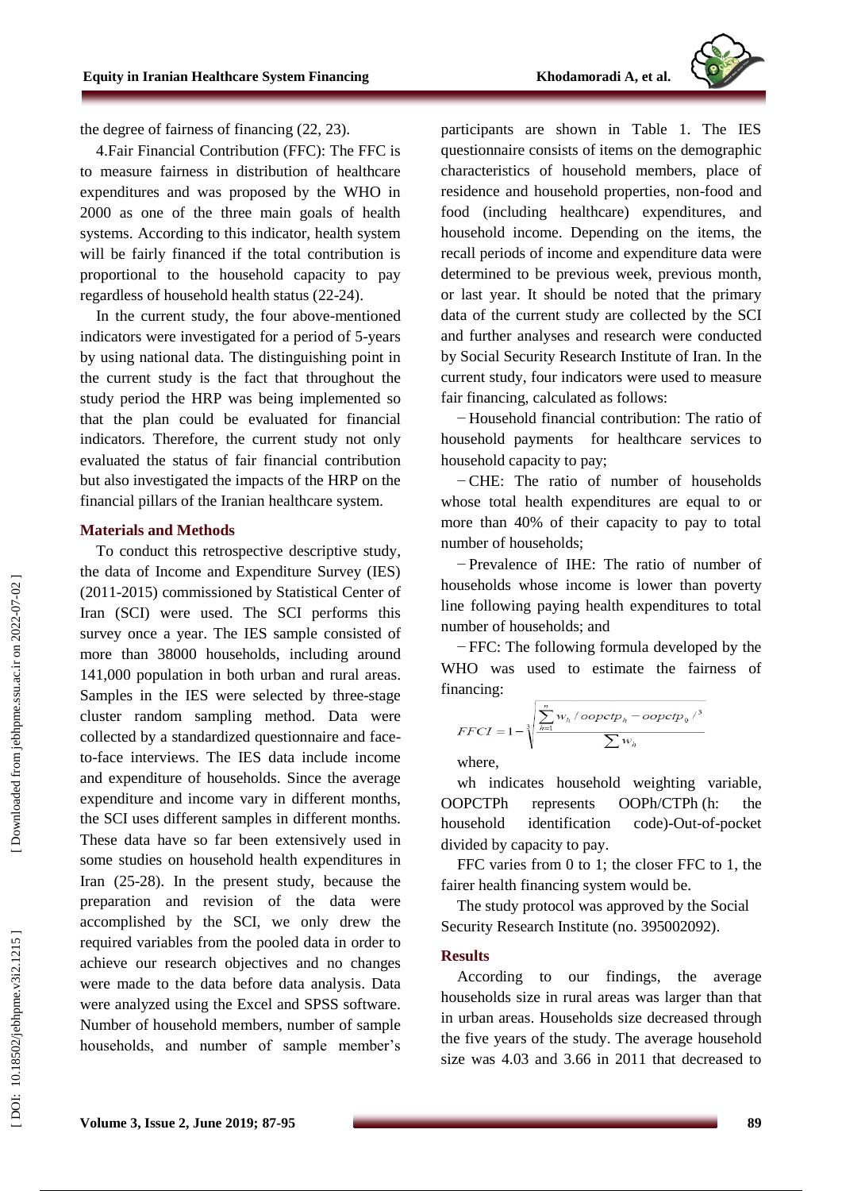the degree of fairness of financing (22, 23).

4.Fair Financial Contribution (FFC): The FFC is to measure fairness in distribution of healthcare expenditures and was proposed by the WHO in 2000 as one of the three main goals of health systems. According to this indicator, health system will be fairly financed if the total contribution is proportional to the household capacity to pay regardless of household health status (22-24).

In the current study, the four above-mentioned indicators were investigated for a period of 5-years by using national data. The distinguishing point in the current study is the fact that throughout the study period the HRP was being implemented so that the plan could be evaluated for financial indicators. Therefore, the current study not only evaluated the status of fair financial contribution but also investigated the impacts of the HRP on the financial pillars of the Iranian healthcare system.

## Materials and Methods

To conduct this retrospective descriptive study, the data of Income and Expenditure Survey (IES) (2011-2015) commissioned by Statistical Center of Iran (SCI) were used. The SCI performs this survey once a year. The IES sample consisted of more than 38000 households, including around 141,000 population in both urban and rural areas. Samples in the IES were selected by three-stage cluster random sampling method. Data were collected by a standardized questionnaire and face-to-face interviews. The IES data include income and expenditure of households. Since the average expenditure and income vary in different months, the SCI uses different samples in different months. These data have so far been extensively used in some studies on household health expenditures in Iran (25-28). In the present study, because the preparation and revision of the data were accomplished by the SCI, we only drew the required variables from the pooled data in order to achieve our research objectives and no changes were made to the data before data analysis. Data were analyzed using the Excel and SPSS software. Number of household members, number of sample households, and number of sample member's participants are shown in Table 1. The IES questionnaire consists of items on the demographic characteristics of household members, place of residence and household properties, non-food and food (including healthcare) expenditures, and household income. Depending on the items, the recall periods of income and expenditure data were determined to be previous week, previous month, or last year. It should be noted that the primary data of the current study are collected by the SCI and further analyses and research were conducted by Social Security Research Institute of Iran. In the current study, four indicators were used to measure fair financing, calculated as follows:

− Household financial contribution: The ratio of household payments for healthcare services to household capacity to pay;

− CHE: The ratio of number of households whose total health expenditures are equal to or more than 40% of their capacity to pay to total number of households;

− Prevalence of IHE: The ratio of number of households whose income is lower than poverty line following paying health expenditures to total number of households; and

− FFC: The following formula developed by the WHO was used to estimate the fairness of financing:

$$FFCI = 1 - \sqrt[3]{\frac{\sum_{h=1}^{n} w_h \,/\, oopctp_h - oopctp_0 \,/^3}{\sum w_h}}$$

where,

wh indicates household weighting variable, OOPCTPh represents OOPh/CTPh (h: the household identification code)-Out-of-pocket divided by capacity to pay.

FFC varies from 0 to 1; the closer FFC to 1, the fairer health financing system would be.

The study protocol was approved by the Social Security Research Institute (no. 395002092).

## Results

According to our findings, the average households size in rural areas was larger than that in urban areas. Households size decreased through the five years of the study. The average household size was 4.03 and 3.66 in 2011 that decreased to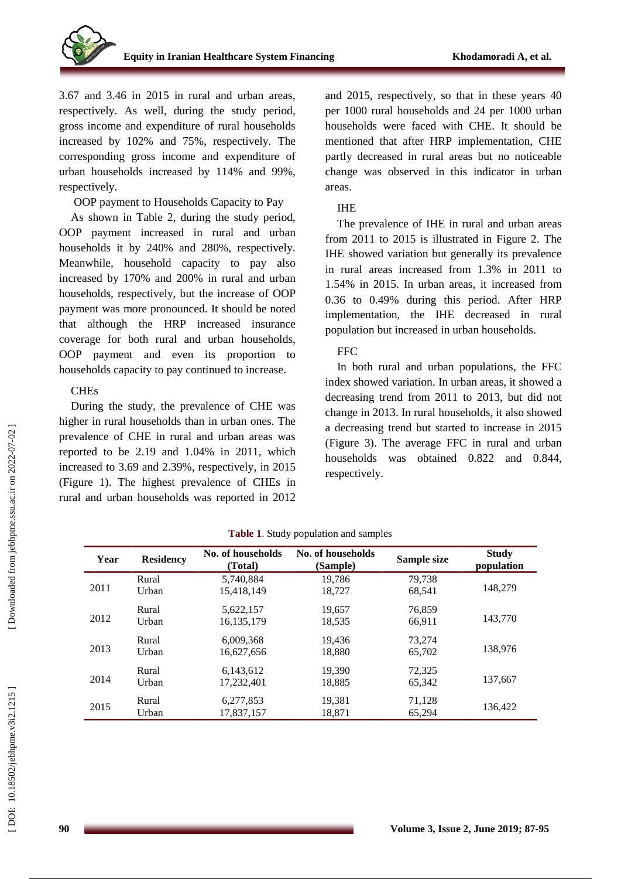3.67 and 3.46 in 2015 in rural and urban areas, respectively. As well, during the study period, gross income and expenditure of rural households increased by 102% and 75%, respectively. The corresponding gross income and expenditure of urban households increased by 114% and 99%, respectively.

### OOP payment to Households Capacity to Pay

As shown in Table 2, during the study period, OOP payment increased in rural and urban households it by 240% and 280%, respectively. Meanwhile, household capacity to pay also increased by 170% and 200% in rural and urban households, respectively, but the increase of OOP payment was more pronounced. It should be noted that although the HRP increased insurance coverage for both rural and urban households, OOP payment and even its proportion to households capacity to pay continued to increase.

### CHEs

During the study, the prevalence of CHE was higher in rural households than in urban ones. The prevalence of CHE in rural and urban areas was reported to be 2.19 and 1.04% in 2011, which increased to 3.69 and 2.39%, respectively, in 2015 (Figure 1). The highest prevalence of CHEs in rural and urban households was reported in 2012 and 2015, respectively, so that in these years 40 per 1000 rural households and 24 per 1000 urban households were faced with CHE. It should be mentioned that after HRP implementation, CHE partly decreased in rural areas but no noticeable change was observed in this indicator in urban areas.

### IHE

The prevalence of IHE in rural and urban areas from 2011 to 2015 is illustrated in Figure 2. The IHE showed variation but generally its prevalence in rural areas increased from 1.3% in 2011 to 1.54% in 2015. In urban areas, it increased from 0.36 to 0.49% during this period. After HRP implementation, the IHE decreased in rural population but increased in urban households.

### FFC

In both rural and urban populations, the FFC index showed variation. In urban areas, it showed a decreasing trend from 2011 to 2013, but did not change in 2013. In rural households, it also showed a decreasing trend but started to increase in 2015 (Figure 3). The average FFC in rural and urban households was obtained 0.822 and 0.844, respectively.

**Table 1**. Study population and samples

| Year | Residency | No. of households (Total) | No. of households (Sample) | Sample size | Study population |
|---|---|---|---|---|---|
| 2011 | Rural | 5,740,884 | 19,786 | 79,738 | 148,279 |
| | Urban | 15,418,149 | 18,727 | 68,541 | |
| 2012 | Rural | 5,622,157 | 19,657 | 76,859 | 143,770 |
| | Urban | 16,135,179 | 18,535 | 66,911 | |
| 2013 | Rural | 6,009,368 | 19,436 | 73,274 | 138,976 |
| | Urban | 16,627,656 | 18,880 | 65,702 | |
| 2014 | Rural | 6,143,612 | 19,390 | 72,325 | 137,667 |
| | Urban | 17,232,401 | 18,885 | 65,342 | |
| 2015 | Rural | 6,277,853 | 19,381 | 71,128 | 136,422 |
| | Urban | 17,837,157 | 18,871 | 65,294 | |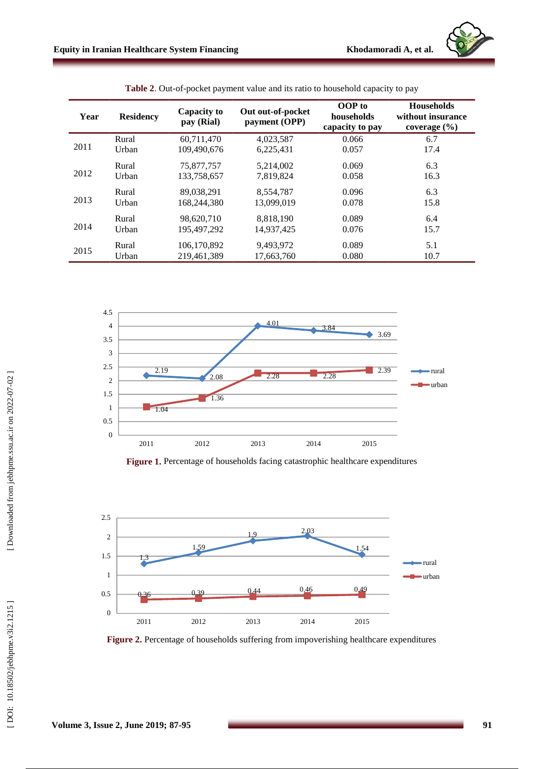**Table 2**. Out-of-pocket payment value and its ratio to household capacity to pay

| Year | Residency | Capacity to pay (Rial) | Out out-of-pocket payment (OPP) | OOP to households capacity to pay | Households without insurance coverage (%) |
|---|---|---|---|---|---|
| 2011 | Rural | 60,711,470 | 4,023,587 | 0.066 | 6.7 |
| | Urban | 109,490,676 | 6,225,431 | 0.057 | 17.4 |
| 2012 | Rural | 75,877,757 | 5,214,002 | 0.069 | 6.3 |
| | Urban | 133,758,657 | 7,819,824 | 0.058 | 16.3 |
| 2013 | Rural | 89,038,291 | 8,554,787 | 0.096 | 6.3 |
| | Urban | 168,244,380 | 13,099,019 | 0.078 | 15.8 |
| 2014 | Rural | 98,620,710 | 8,818,190 | 0.089 | 6.4 |
| | Urban | 195,497,292 | 14,937,425 | 0.076 | 15.7 |
| 2015 | Rural | 106,170,892 | 9,493,972 | 0.089 | 5.1 |
| | Urban | 219,461,389 | 17,663,760 | 0.080 | 10.7 |

**Figure 1.** Percentage of households facing catastrophic healthcare expenditures

**Figure 2.** Percentage of households suffering from impoverishing healthcare expenditures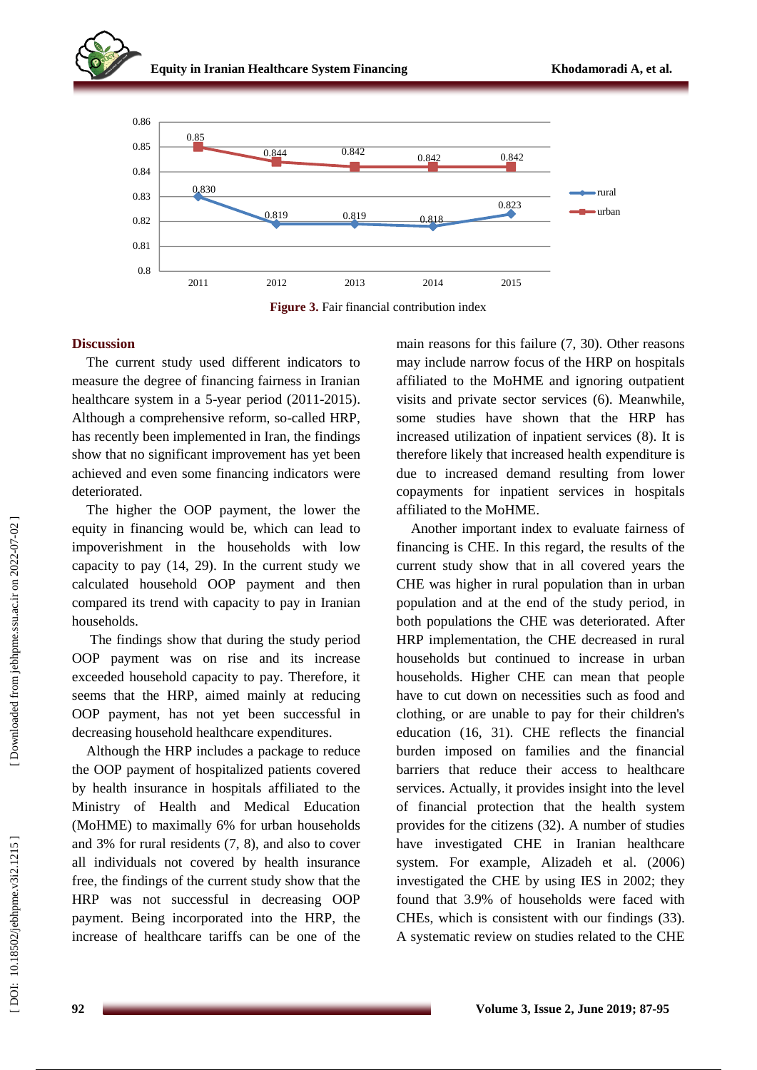Figure 3. Fair financial contribution index

## Discussion

The current study used different indicators to measure the degree of financing fairness in Iranian healthcare system in a 5-year period (2011-2015). Although a comprehensive reform, so-called HRP, has recently been implemented in Iran, the findings show that no significant improvement has yet been achieved and even some financing indicators were deteriorated.

The higher the OOP payment, the lower the equity in financing would be, which can lead to impoverishment in the households with low capacity to pay (14, 29). In the current study we calculated household OOP payment and then compared its trend with capacity to pay in Iranian households.

The findings show that during the study period OOP payment was on rise and its increase exceeded household capacity to pay. Therefore, it seems that the HRP, aimed mainly at reducing OOP payment, has not yet been successful in decreasing household healthcare expenditures.

Although the HRP includes a package to reduce the OOP payment of hospitalized patients covered by health insurance in hospitals affiliated to the Ministry of Health and Medical Education (MoHME) to maximally 6% for urban households and 3% for rural residents (7, 8), and also to cover all individuals not covered by health insurance free, the findings of the current study show that the HRP was not successful in decreasing OOP payment. Being incorporated into the HRP, the increase of healthcare tariffs can be one of the main reasons for this failure (7, 30). Other reasons may include narrow focus of the HRP on hospitals affiliated to the MoHME and ignoring outpatient visits and private sector services (6). Meanwhile, some studies have shown that the HRP has increased utilization of inpatient services (8). It is therefore likely that increased health expenditure is due to increased demand resulting from lower copayments for inpatient services in hospitals affiliated to the MoHME.

Another important index to evaluate fairness of financing is CHE. In this regard, the results of the current study show that in all covered years the CHE was higher in rural population than in urban population and at the end of the study period, in both populations the CHE was deteriorated. After HRP implementation, the CHE decreased in rural households but continued to increase in urban households. Higher CHE can mean that people have to cut down on necessities such as food and clothing, or are unable to pay for their children's education (16, 31). CHE reflects the financial burden imposed on families and the financial barriers that reduce their access to healthcare services. Actually, it provides insight into the level of financial protection that the health system provides for the citizens (32). A number of studies have investigated CHE in Iranian healthcare system. For example, Alizadeh et al. (2006) investigated the CHE by using IES in 2002; they found that 3.9% of households were faced with CHEs, which is consistent with our findings (33). A systematic review on studies related to the CHE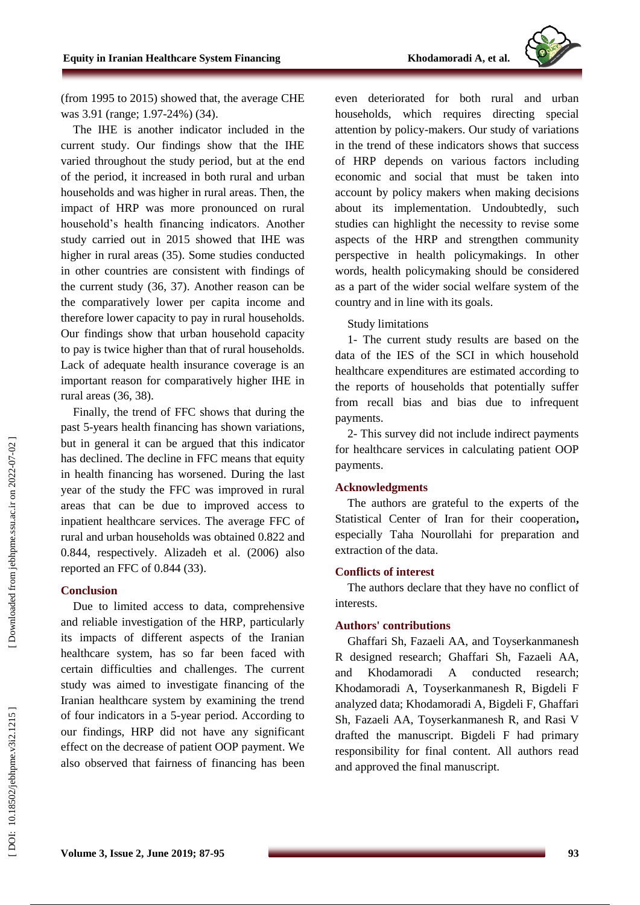(from 1995 to 2015) showed that, the average CHE was 3.91 (range; 1.97-24%) (34).

The IHE is another indicator included in the current study. Our findings show that the IHE varied throughout the study period, but at the end of the period, it increased in both rural and urban households and was higher in rural areas. Then, the impact of HRP was more pronounced on rural household's health financing indicators. Another study carried out in 2015 showed that IHE was higher in rural areas (35). Some studies conducted in other countries are consistent with findings of the current study (36, 37). Another reason can be the comparatively lower per capita income and therefore lower capacity to pay in rural households. Our findings show that urban household capacity to pay is twice higher than that of rural households. Lack of adequate health insurance coverage is an important reason for comparatively higher IHE in rural areas (36, 38).

Finally, the trend of FFC shows that during the past 5-years health financing has shown variations, but in general it can be argued that this indicator has declined. The decline in FFC means that equity in health financing has worsened. During the last year of the study the FFC was improved in rural areas that can be due to improved access to inpatient healthcare services. The average FFC of rural and urban households was obtained 0.822 and 0.844, respectively. Alizadeh et al. (2006) also reported an FFC of 0.844 (33).

## Conclusion

Due to limited access to data, comprehensive and reliable investigation of the HRP, particularly its impacts of different aspects of the Iranian healthcare system, has so far been faced with certain difficulties and challenges. The current study was aimed to investigate financing of the Iranian healthcare system by examining the trend of four indicators in a 5-year period. According to our findings, HRP did not have any significant effect on the decrease of patient OOP payment. We also observed that fairness of financing has been even deteriorated for both rural and urban households, which requires directing special attention by policy-makers. Our study of variations in the trend of these indicators shows that success of HRP depends on various factors including economic and social that must be taken into account by policy makers when making decisions about its implementation. Undoubtedly, such studies can highlight the necessity to revise some aspects of the HRP and strengthen community perspective in health policymakings. In other words, health policymaking should be considered as a part of the wider social welfare system of the country and in line with its goals.

Study limitations

1- The current study results are based on the data of the IES of the SCI in which household healthcare expenditures are estimated according to the reports of households that potentially suffer from recall bias and bias due to infrequent payments.

2- This survey did not include indirect payments for healthcare services in calculating patient OOP payments.

## Acknowledgments

The authors are grateful to the experts of the Statistical Center of Iran for their cooperation**,** especially Taha Nourollahi for preparation and extraction of the data.

## Conflicts of interest

The authors declare that they have no conflict of interests.

## Authors' contributions

Ghaffari Sh, Fazaeli AA, and Toyserkanmanesh R designed research; Ghaffari Sh, Fazaeli AA, and Khodamoradi A conducted research; Khodamoradi A, Toyserkanmanesh R, Bigdeli F analyzed data; Khodamoradi A, Bigdeli F, Ghaffari Sh, Fazaeli AA, Toyserkanmanesh R, and Rasi V drafted the manuscript. Bigdeli F had primary responsibility for final content. All authors read and approved the final manuscript.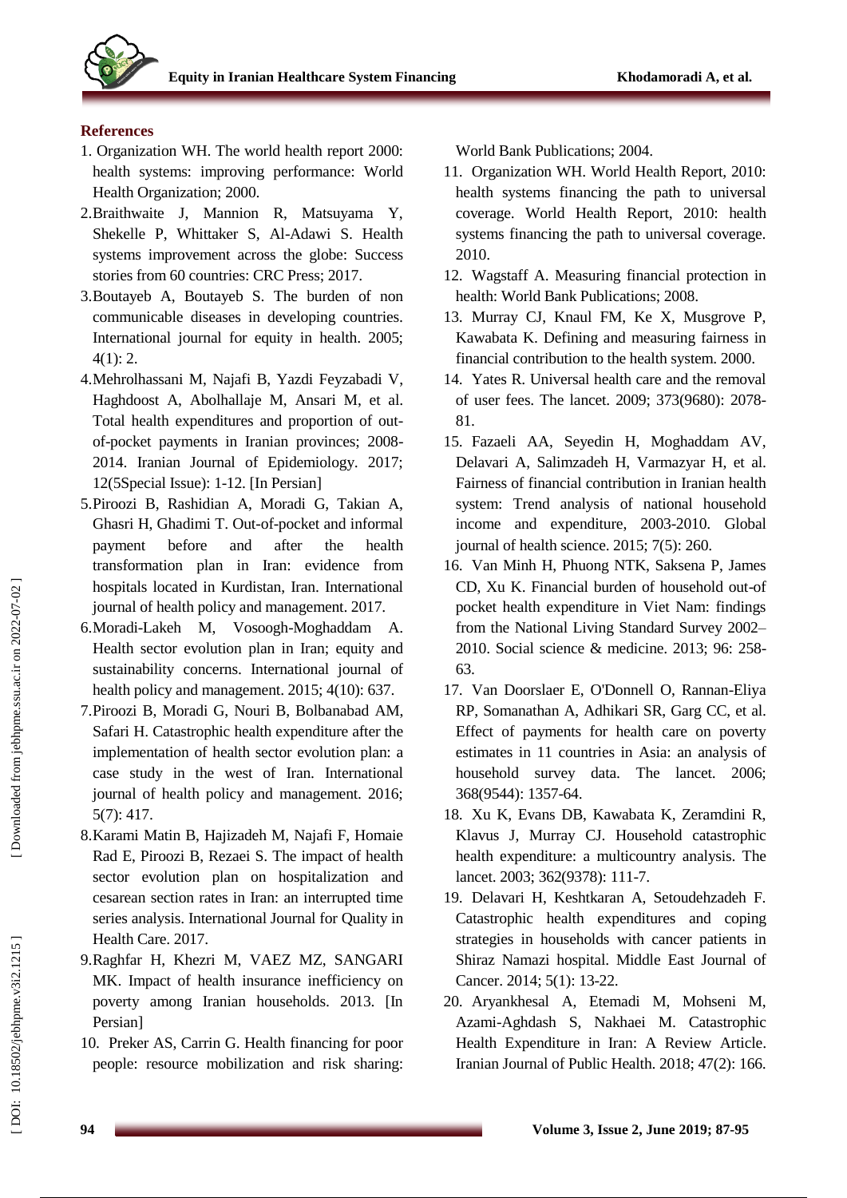## References

1. Organization WH. The world health report 2000: health systems: improving performance: World Health Organization; 2000.
2. Braithwaite J, Mannion R, Matsuyama Y, Shekelle P, Whittaker S, Al-Adawi S. Health systems improvement across the globe: Success stories from 60 countries: CRC Press; 2017.
3. Boutayeb A, Boutayeb S. The burden of non communicable diseases in developing countries. International journal for equity in health. 2005; 4(1): 2.
4. Mehrolhassani M, Najafi B, Yazdi Feyzabadi V, Haghdoost A, Abolhallaje M, Ansari M, et al. Total health expenditures and proportion of out-of-pocket payments in Iranian provinces; 2008-2014. Iranian Journal of Epidemiology. 2017; 12(5Special Issue): 1-12. [In Persian]
5. Piroozi B, Rashidian A, Moradi G, Takian A, Ghasri H, Ghadimi T. Out-of-pocket and informal payment before and after the health transformation plan in Iran: evidence from hospitals located in Kurdistan, Iran. International journal of health policy and management. 2017.
6. Moradi-Lakeh M, Vosoogh-Moghaddam A. Health sector evolution plan in Iran; equity and sustainability concerns. International journal of health policy and management. 2015; 4(10): 637.
7. Piroozi B, Moradi G, Nouri B, Bolbanabad AM, Safari H. Catastrophic health expenditure after the implementation of health sector evolution plan: a case study in the west of Iran. International journal of health policy and management. 2016; 5(7): 417.
8. Karami Matin B, Hajizadeh M, Najafi F, Homaie Rad E, Piroozi B, Rezaei S. The impact of health sector evolution plan on hospitalization and cesarean section rates in Iran: an interrupted time series analysis. International Journal for Quality in Health Care. 2017.
9. Raghfar H, Khezri M, VAEZ MZ, SANGARI MK. Impact of health insurance inefficiency on poverty among Iranian households. 2013. [In Persian]
10. Preker AS, Carrin G. Health financing for poor people: resource mobilization and risk sharing: World Bank Publications; 2004.
11. Organization WH. World Health Report, 2010: health systems financing the path to universal coverage. World Health Report, 2010: health systems financing the path to universal coverage. 2010.
12. Wagstaff A. Measuring financial protection in health: World Bank Publications; 2008.
13. Murray CJ, Knaul FM, Ke X, Musgrove P, Kawabata K. Defining and measuring fairness in financial contribution to the health system. 2000.
14. Yates R. Universal health care and the removal of user fees. The lancet. 2009; 373(9680): 2078-81.
15. Fazaeli AA, Seyedin H, Moghaddam AV, Delavari A, Salimzadeh H, Varmazyar H, et al. Fairness of financial contribution in Iranian health system: Trend analysis of national household income and expenditure, 2003-2010. Global journal of health science. 2015; 7(5): 260.
16. Van Minh H, Phuong NTK, Saksena P, James CD, Xu K. Financial burden of household out-of pocket health expenditure in Viet Nam: findings from the National Living Standard Survey 2002–2010. Social science & medicine. 2013; 96: 258-63.
17. Van Doorslaer E, O'Donnell O, Rannan-Eliya RP, Somanathan A, Adhikari SR, Garg CC, et al. Effect of payments for health care on poverty estimates in 11 countries in Asia: an analysis of household survey data. The lancet. 2006; 368(9544): 1357-64.
18. Xu K, Evans DB, Kawabata K, Zeramdini R, Klavus J, Murray CJ. Household catastrophic health expenditure: a multicountry analysis. The lancet. 2003; 362(9378): 111-7.
19. Delavari H, Keshtkaran A, Setoudehzadeh F. Catastrophic health expenditures and coping strategies in households with cancer patients in Shiraz Namazi hospital. Middle East Journal of Cancer. 2014; 5(1): 13-22.
20. Aryankhesal A, Etemadi M, Mohseni M, Azami-Aghdash S, Nakhaei M. Catastrophic Health Expenditure in Iran: A Review Article. Iranian Journal of Public Health. 2018; 47(2): 166.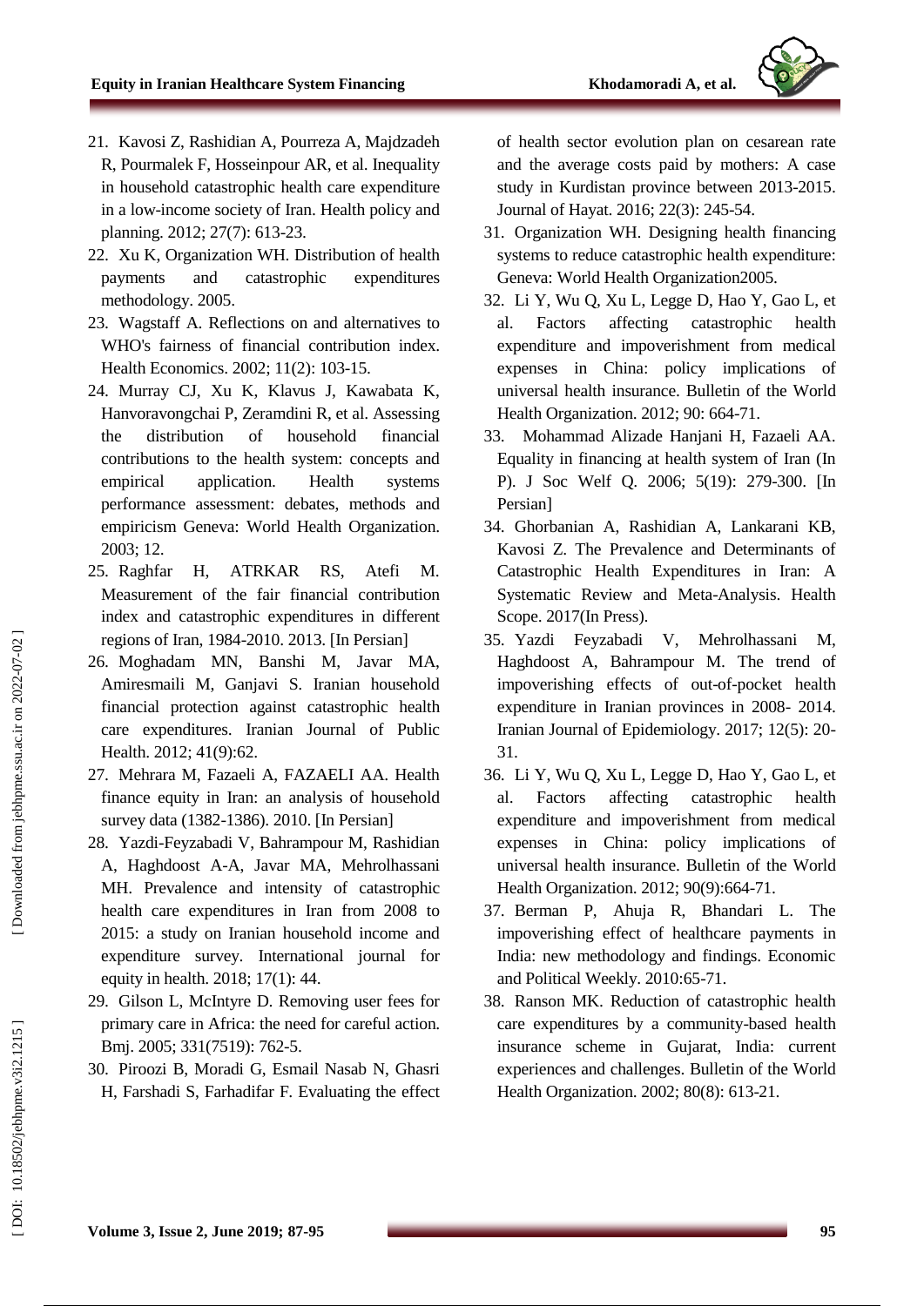21. Kavosi Z, Rashidian A, Pourreza A, Majdzadeh R, Pourmalek F, Hosseinpour AR, et al. Inequality in household catastrophic health care expenditure in a low-income society of Iran. Health policy and planning. 2012; 27(7): 613-23.
22. Xu K, Organization WH. Distribution of health payments and catastrophic expenditures methodology. 2005.
23. Wagstaff A. Reflections on and alternatives to WHO's fairness of financial contribution index. Health Economics. 2002; 11(2): 103-15.
24. Murray CJ, Xu K, Klavus J, Kawabata K, Hanvoravongchai P, Zeramdini R, et al. Assessing the distribution of household financial contributions to the health system: concepts and empirical application. Health systems performance assessment: debates, methods and empiricism Geneva: World Health Organization. 2003; 12.
25. Raghfar H, ATRKAR RS, Atefi M. Measurement of the fair financial contribution index and catastrophic expenditures in different regions of Iran, 1984-2010. 2013. [In Persian]
26. Moghadam MN, Banshi M, Javar MA, Amiresmaili M, Ganjavi S. Iranian household financial protection against catastrophic health care expenditures. Iranian Journal of Public Health. 2012; 41(9):62.
27. Mehrara M, Fazaeli A, FAZAELI AA. Health finance equity in Iran: an analysis of household survey data (1382-1386). 2010. [In Persian]
28. Yazdi-Feyzabadi V, Bahrampour M, Rashidian A, Haghdoost A-A, Javar MA, Mehrolhassani MH. Prevalence and intensity of catastrophic health care expenditures in Iran from 2008 to 2015: a study on Iranian household income and expenditure survey. International journal for equity in health. 2018; 17(1): 44.
29. Gilson L, McIntyre D. Removing user fees for primary care in Africa: the need for careful action. Bmj. 2005; 331(7519): 762-5.
30. Piroozi B, Moradi G, Esmail Nasab N, Ghasri H, Farshadi S, Farhadifar F. Evaluating the effect of health sector evolution plan on cesarean rate and the average costs paid by mothers: A case study in Kurdistan province between 2013-2015. Journal of Hayat. 2016; 22(3): 245-54.
31. Organization WH. Designing health financing systems to reduce catastrophic health expenditure: Geneva: World Health Organization2005.
32. Li Y, Wu Q, Xu L, Legge D, Hao Y, Gao L, et al. Factors affecting catastrophic health expenditure and impoverishment from medical expenses in China: policy implications of universal health insurance. Bulletin of the World Health Organization. 2012; 90: 664-71.
33. Mohammad Alizade Hanjani H, Fazaeli AA. Equality in financing at health system of Iran (In P). J Soc Welf Q. 2006; 5(19): 279-300. [In Persian]
34. Ghorbanian A, Rashidian A, Lankarani KB, Kavosi Z. The Prevalence and Determinants of Catastrophic Health Expenditures in Iran: A Systematic Review and Meta-Analysis. Health Scope. 2017(In Press).
35. Yazdi Feyzabadi V, Mehrolhassani M, Haghdoost A, Bahrampour M. The trend of impoverishing effects of out-of-pocket health expenditure in Iranian provinces in 2008- 2014. Iranian Journal of Epidemiology. 2017; 12(5): 20-31.
36. Li Y, Wu Q, Xu L, Legge D, Hao Y, Gao L, et al. Factors affecting catastrophic health expenditure and impoverishment from medical expenses in China: policy implications of universal health insurance. Bulletin of the World Health Organization. 2012; 90(9):664-71.
37. Berman P, Ahuja R, Bhandari L. The impoverishing effect of healthcare payments in India: new methodology and findings. Economic and Political Weekly. 2010:65-71.
38. Ranson MK. Reduction of catastrophic health care expenditures by a community-based health insurance scheme in Gujarat, India: current experiences and challenges. Bulletin of the World Health Organization. 2002; 80(8): 613-21.